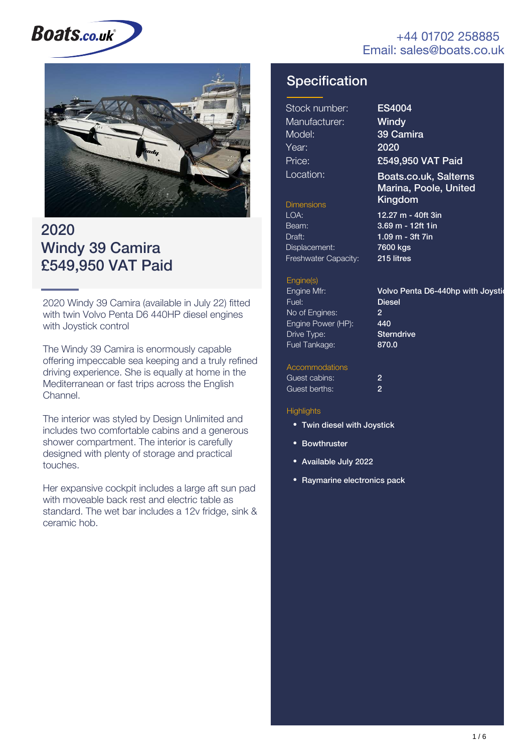Boats.co.uk

+44 01702 258885
Email: sales@boats.co.uk

# 2020
# Windy 39 Camira
# £549,950 VAT Paid

2020 Windy 39 Camira (available in July 22) fitted with twin Volvo Penta D6 440HP diesel engines with Joystick control

The Windy 39 Camira is enormously capable offering impeccable sea keeping and a truly refined driving experience. She is equally at home in the Mediterranean or fast trips across the English Channel.

The interior was styled by Design Unlimited and includes two comfortable cabins and a generous shower compartment. The interior is carefully designed with plenty of storage and practical touches.

Her expansive cockpit includes a large aft sun pad with moveable back rest and electric table as standard. The wet bar includes a 12v fridge, sink & ceramic hob.

## Specification

| | |
|---|---|
| Stock number: | **ES4004** |
| Manufacturer: | **Windy** |
| Model: | **39 Camira** |
| Year: | **2020** |
| Price: | **£549,950 VAT Paid** |
| Location: | **Boats.co.uk, Salterns Marina, Poole, United Kingdom** |

### Dimensions

| | |
|---|---|
| LOA: | **12.27 m - 40ft 3in** |
| Beam: | **3.69 m - 12ft 1in** |
| Draft: | **1.09 m - 3ft 7in** |
| Displacement: | **7600 kgs** |
| Freshwater Capacity: | **215 litres** |

### Engine(s)

| | |
|---|---|
| Engine Mfr: | **Volvo Penta D6-440hp with Joysti** |
| Fuel: | **Diesel** |
| No of Engines: | **2** |
| Engine Power (HP): | **440** |
| Drive Type: | **Sterndrive** |
| Fuel Tankage: | **870.0** |

### Accommodations

| | |
|---|---|
| Guest cabins: | **2** |
| Guest berths: | **2** |

### Highlights

- **Twin diesel with Joystick**
- **Bowthruster**
- **Available July 2022**
- **Raymarine electronics pack**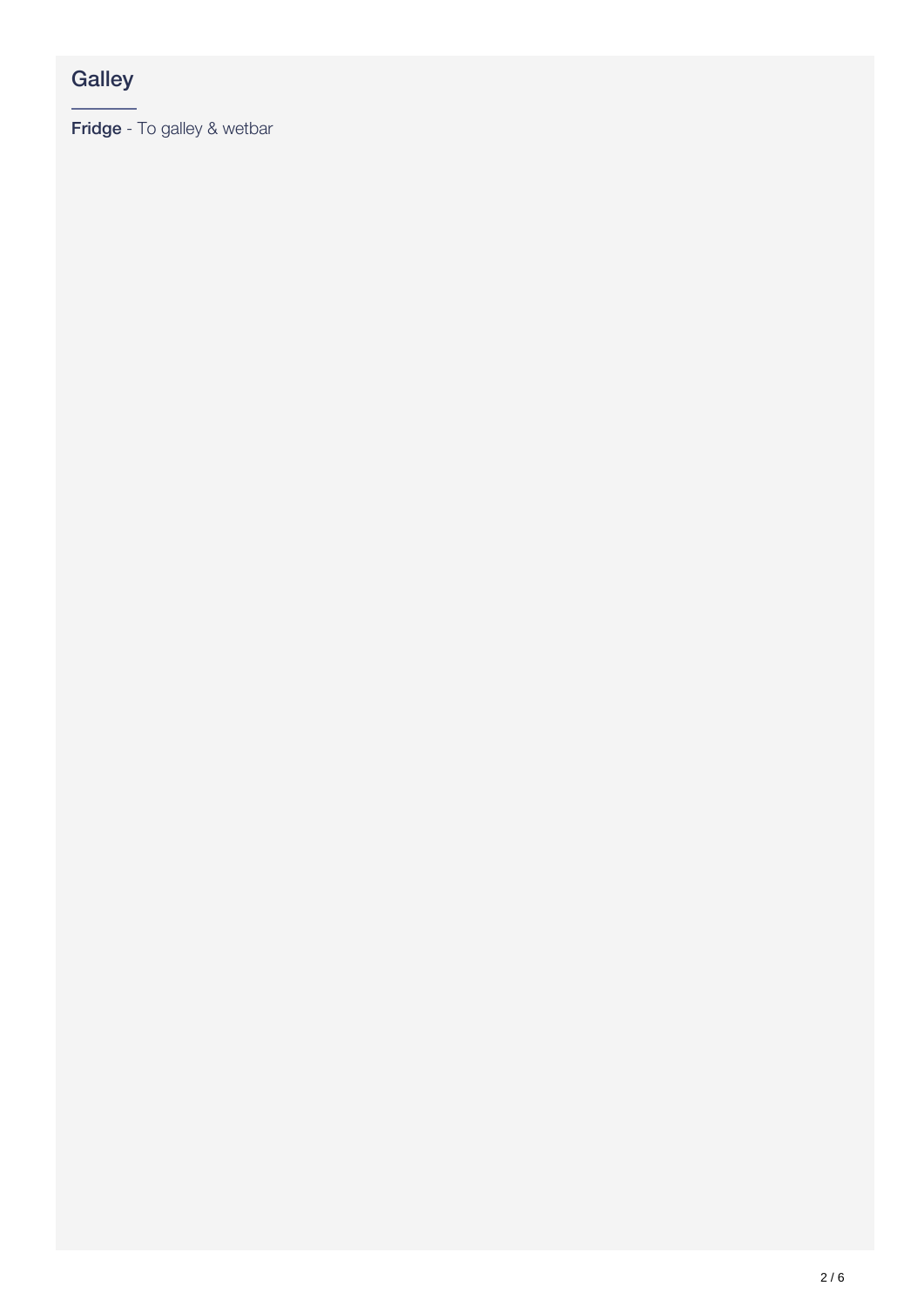## Galley

**Fridge** - To galley & wetbar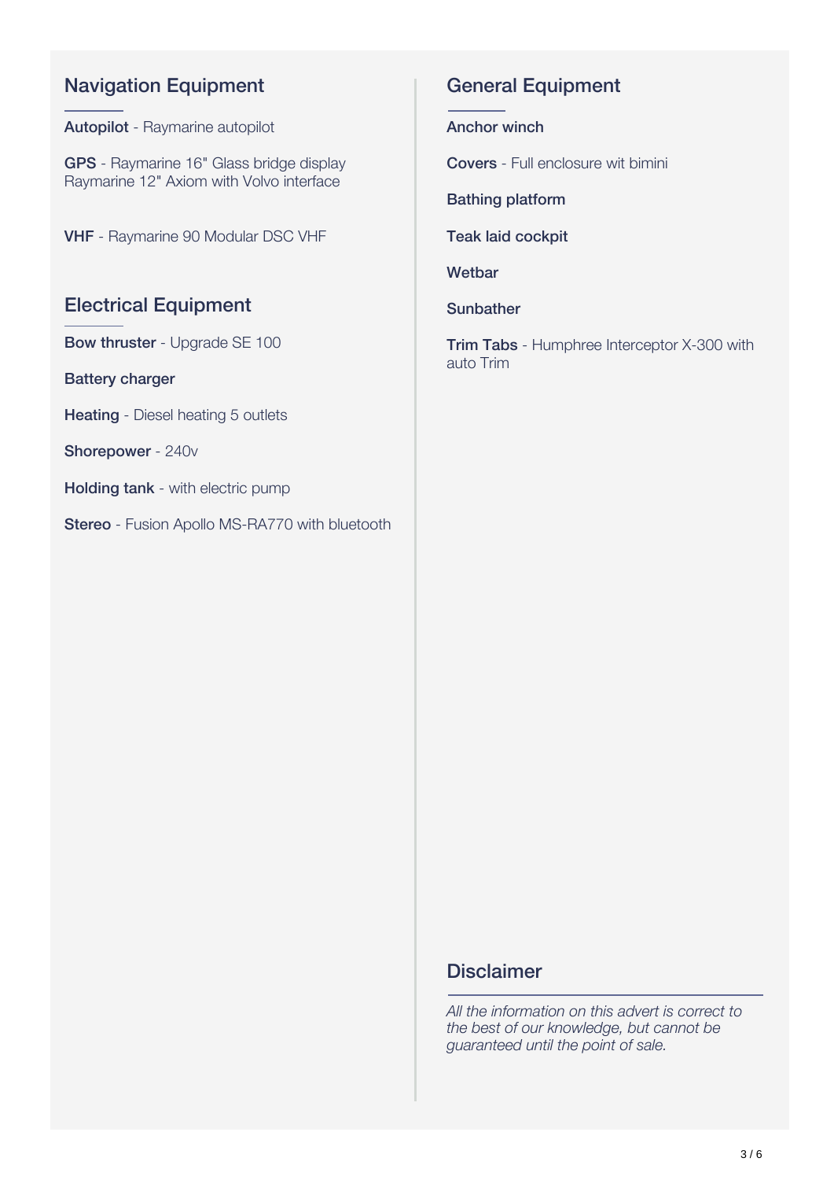## Navigation Equipment

**Autopilot** - Raymarine autopilot

**GPS** - Raymarine 16" Glass bridge display
Raymarine 12" Axiom with Volvo interface

**VHF** - Raymarine 90 Modular DSC VHF

## Electrical Equipment

**Bow thruster** - Upgrade SE 100

**Battery charger**

**Heating** - Diesel heating 5 outlets

**Shorepower** - 240v

**Holding tank** - with electric pump

**Stereo** - Fusion Apollo MS-RA770 with bluetooth

## General Equipment

**Anchor winch**

**Covers** - Full enclosure wit bimini

**Bathing platform**

**Teak laid cockpit**

**Wetbar**

**Sunbather**

**Trim Tabs** - Humphree Interceptor X-300 with auto Trim

## Disclaimer

*All the information on this advert is correct to the best of our knowledge, but cannot be guaranteed until the point of sale.*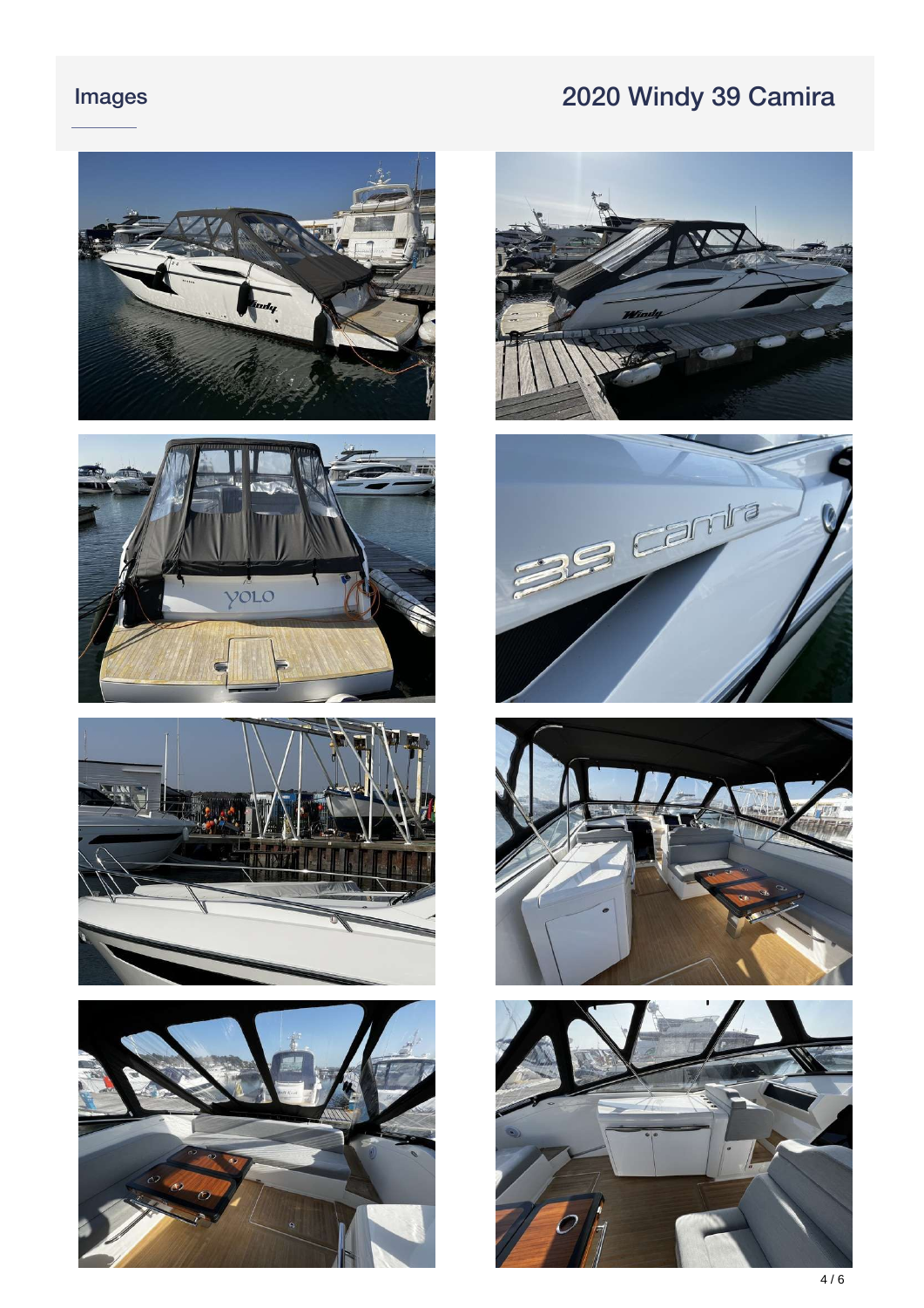## Images

## 2020 Windy 39 Camira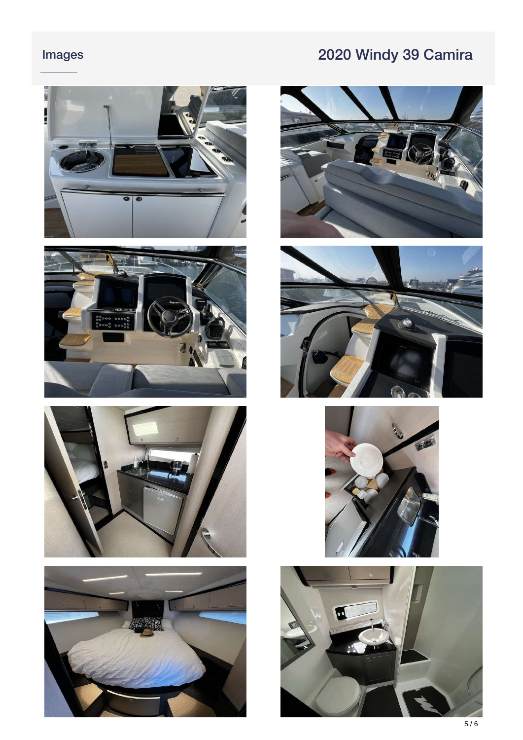## Images

# 2020 Windy 39 Camira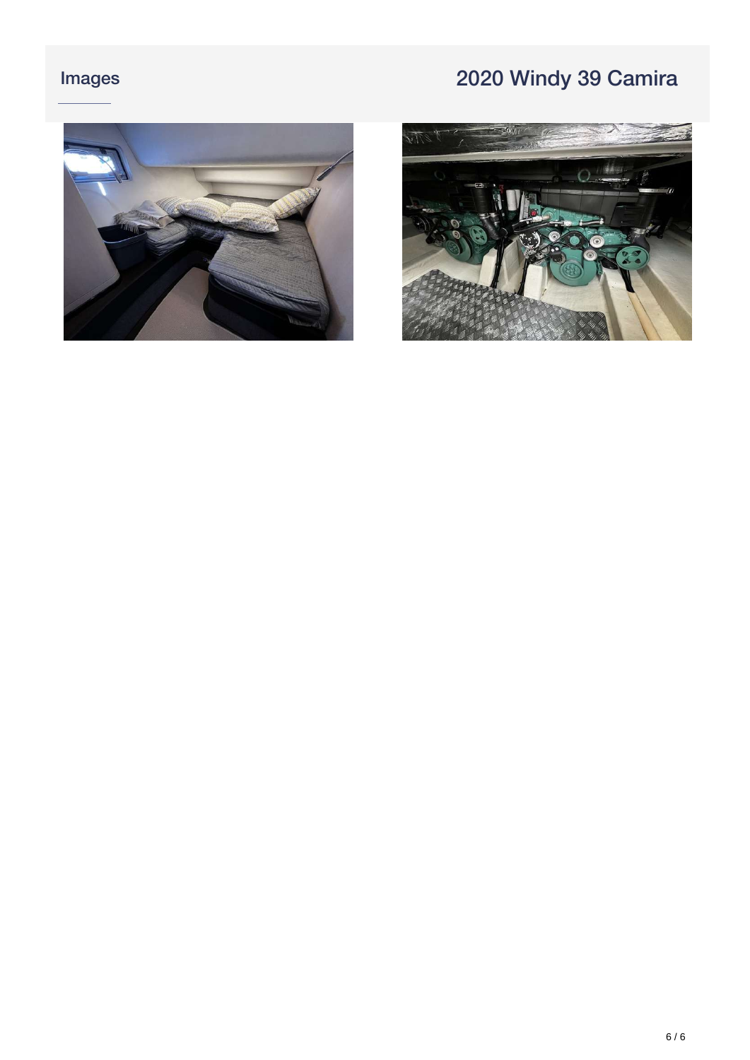## Images

## 2020 Windy 39 Camira